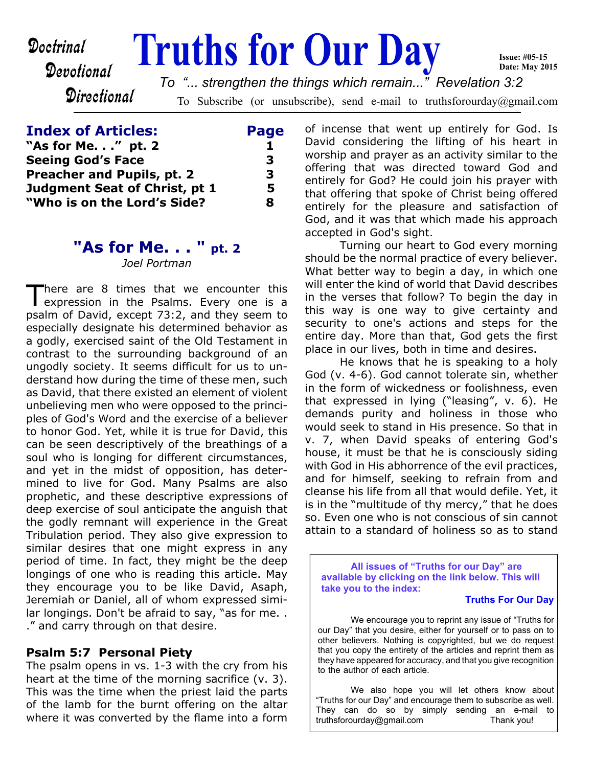Doctrinal
Devotional
Directional

# Truths for Our Day

**Issue: #05-15**
**Date: May 2015**

*To "... strengthen the things which remain..." Revelation 3:2*

To Subscribe (or unsubscribe), send e-mail to truthsforourday@gmail.com

## Index of Articles:

| Article | Page |
|---|---|
| "As for Me. . ." pt. 2 | 1 |
| Seeing God's Face | 3 |
| Preacher and Pupils, pt. 2 | 3 |
| Judgment Seat of Christ, pt 1 | 5 |
| "Who is on the Lord's Side? | 8 |

## "As for Me. . . " pt. 2

*Joel Portman*

There are 8 times that we encounter this expression in the Psalms. Every one is a psalm of David, except 73:2, and they seem to especially designate his determined behavior as a godly, exercised saint of the Old Testament in contrast to the surrounding background of an ungodly society. It seems difficult for us to understand how during the time of these men, such as David, that there existed an element of violent unbelieving men who were opposed to the principles of God's Word and the exercise of a believer to honor God. Yet, while it is true for David, this can be seen descriptively of the breathings of a soul who is longing for different circumstances, and yet in the midst of opposition, has determined to live for God. Many Psalms are also prophetic, and these descriptive expressions of deep exercise of soul anticipate the anguish that the godly remnant will experience in the Great Tribulation period. They also give expression to similar desires that one might express in any period of time. In fact, they might be the deep longings of one who is reading this article. May they encourage you to be like David, Asaph, Jeremiah or Daniel, all of whom expressed similar longings. Don't be afraid to say, "as for me. . ." and carry through on that desire.

### Psalm 5:7 Personal Piety

The psalm opens in vs. 1-3 with the cry from his heart at the time of the morning sacrifice (v. 3). This was the time when the priest laid the parts of the lamb for the burnt offering on the altar where it was converted by the flame into a form of incense that went up entirely for God. Is David considering the lifting of his heart in worship and prayer as an activity similar to the offering that was directed toward God and entirely for God? He could join his prayer with that offering that spoke of Christ being offered entirely for the pleasure and satisfaction of God, and it was that which made his approach accepted in God's sight.

Turning our heart to God every morning should be the normal practice of every believer. What better way to begin a day, in which one will enter the kind of world that David describes in the verses that follow? To begin the day in this way is one way to give certainty and security to one's actions and steps for the entire day. More than that, God gets the first place in our lives, both in time and desires.

He knows that he is speaking to a holy God (v. 4-6). God cannot tolerate sin, whether in the form of wickedness or foolishness, even that expressed in lying ("leasing", v. 6). He demands purity and holiness in those who would seek to stand in His presence. So that in v. 7, when David speaks of entering God's house, it must be that he is consciously siding with God in His abhorrence of the evil practices, and for himself, seeking to refrain from and cleanse his life from all that would defile. Yet, it is in the "multitude of thy mercy," that he does so. Even one who is not conscious of sin cannot attain to a standard of holiness so as to stand

---

**All issues of "Truths for our Day" are available by clicking on the link below. This will take you to the index:**

**Truths For Our Day**

We encourage you to reprint any issue of "Truths for our Day" that you desire, either for yourself or to pass on to other believers. Nothing is copyrighted, but we do request that you copy the entirety of the articles and reprint them as they have appeared for accuracy, and that you give recognition to the author of each article.

We also hope you will let others know about "Truths for our Day" and encourage them to subscribe as well. They can do so by simply sending an e-mail to truthsforourday@gmail.com Thank you!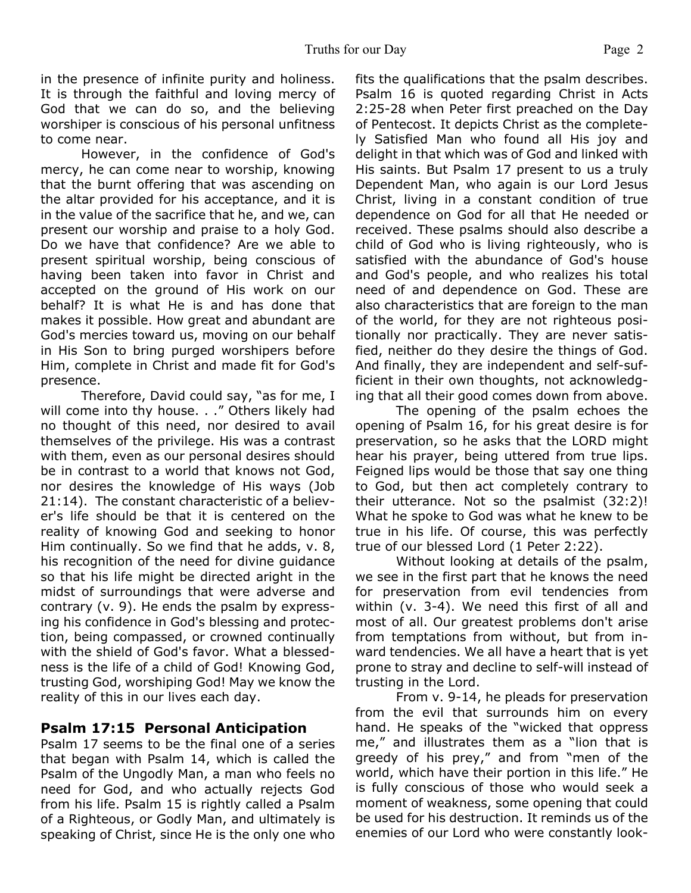in the presence of infinite purity and holiness. It is through the faithful and loving mercy of God that we can do so, and the believing worshiper is conscious of his personal unfitness to come near.

However, in the confidence of God's mercy, he can come near to worship, knowing that the burnt offering that was ascending on the altar provided for his acceptance, and it is in the value of the sacrifice that he, and we, can present our worship and praise to a holy God. Do we have that confidence? Are we able to present spiritual worship, being conscious of having been taken into favor in Christ and accepted on the ground of His work on our behalf? It is what He is and has done that makes it possible. How great and abundant are God's mercies toward us, moving on our behalf in His Son to bring purged worshipers before Him, complete in Christ and made fit for God's presence.

Therefore, David could say, "as for me, I will come into thy house. . ." Others likely had no thought of this need, nor desired to avail themselves of the privilege. His was a contrast with them, even as our personal desires should be in contrast to a world that knows not God, nor desires the knowledge of His ways (Job 21:14). The constant characteristic of a believer's life should be that it is centered on the reality of knowing God and seeking to honor Him continually. So we find that he adds, v. 8, his recognition of the need for divine guidance so that his life might be directed aright in the midst of surroundings that were adverse and contrary (v. 9). He ends the psalm by expressing his confidence in God's blessing and protection, being compassed, or crowned continually with the shield of God's favor. What a blessedness is the life of a child of God! Knowing God, trusting God, worshiping God! May we know the reality of this in our lives each day.

## Psalm 17:15 Personal Anticipation

Psalm 17 seems to be the final one of a series that began with Psalm 14, which is called the Psalm of the Ungodly Man, a man who feels no need for God, and who actually rejects God from his life. Psalm 15 is rightly called a Psalm of a Righteous, or Godly Man, and ultimately is speaking of Christ, since He is the only one who fits the qualifications that the psalm describes. Psalm 16 is quoted regarding Christ in Acts 2:25-28 when Peter first preached on the Day of Pentecost. It depicts Christ as the completely Satisfied Man who found all His joy and delight in that which was of God and linked with His saints. But Psalm 17 present to us a truly Dependent Man, who again is our Lord Jesus Christ, living in a constant condition of true dependence on God for all that He needed or received. These psalms should also describe a child of God who is living righteously, who is satisfied with the abundance of God's house and God's people, and who realizes his total need of and dependence on God. These are also characteristics that are foreign to the man of the world, for they are not righteous positionally nor practically. They are never satisfied, neither do they desire the things of God. And finally, they are independent and self-sufficient in their own thoughts, not acknowledging that all their good comes down from above.

The opening of the psalm echoes the opening of Psalm 16, for his great desire is for preservation, so he asks that the LORD might hear his prayer, being uttered from true lips. Feigned lips would be those that say one thing to God, but then act completely contrary to their utterance. Not so the psalmist (32:2)! What he spoke to God was what he knew to be true in his life. Of course, this was perfectly true of our blessed Lord (1 Peter 2:22).

Without looking at details of the psalm, we see in the first part that he knows the need for preservation from evil tendencies from within (v. 3-4). We need this first of all and most of all. Our greatest problems don't arise from temptations from without, but from inward tendencies. We all have a heart that is yet prone to stray and decline to self-will instead of trusting in the Lord.

From v. 9-14, he pleads for preservation from the evil that surrounds him on every hand. He speaks of the "wicked that oppress me," and illustrates them as a "lion that is greedy of his prey," and from "men of the world, which have their portion in this life." He is fully conscious of those who would seek a moment of weakness, some opening that could be used for his destruction. It reminds us of the enemies of our Lord who were constantly look-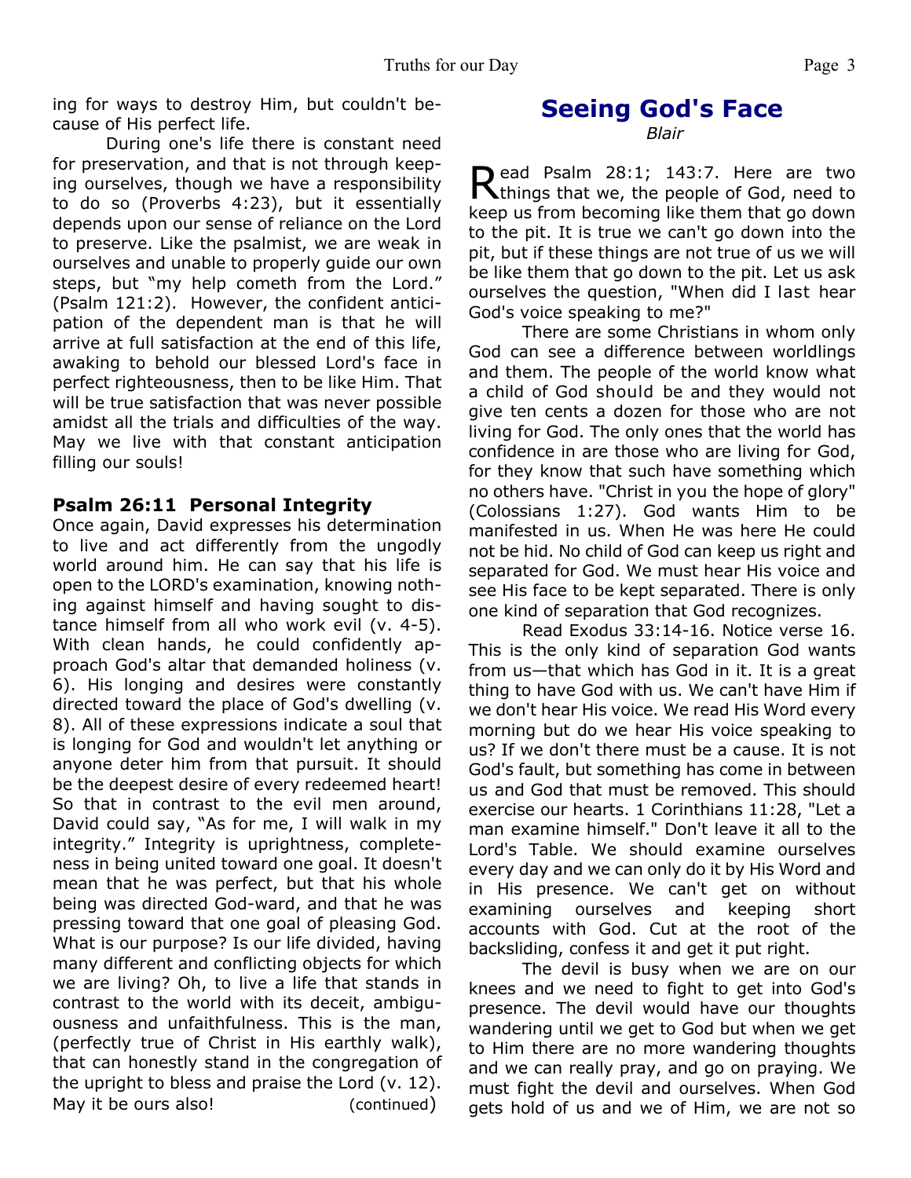ing for ways to destroy Him, but couldn't because of His perfect life.

During one's life there is constant need for preservation, and that is not through keeping ourselves, though we have a responsibility to do so (Proverbs 4:23), but it essentially depends upon our sense of reliance on the Lord to preserve. Like the psalmist, we are weak in ourselves and unable to properly guide our own steps, but "my help cometh from the Lord." (Psalm 121:2). However, the confident anticipation of the dependent man is that he will arrive at full satisfaction at the end of this life, awaking to behold our blessed Lord's face in perfect righteousness, then to be like Him. That will be true satisfaction that was never possible amidst all the trials and difficulties of the way. May we live with that constant anticipation filling our souls!

### Psalm 26:11 Personal Integrity

Once again, David expresses his determination to live and act differently from the ungodly world around him. He can say that his life is open to the LORD's examination, knowing nothing against himself and having sought to distance himself from all who work evil (v. 4-5). With clean hands, he could confidently approach God's altar that demanded holiness (v. 6). His longing and desires were constantly directed toward the place of God's dwelling (v. 8). All of these expressions indicate a soul that is longing for God and wouldn't let anything or anyone deter him from that pursuit. It should be the deepest desire of every redeemed heart! So that in contrast to the evil men around, David could say, "As for me, I will walk in my integrity." Integrity is uprightness, completeness in being united toward one goal. It doesn't mean that he was perfect, but that his whole being was directed God-ward, and that he was pressing toward that one goal of pleasing God. What is our purpose? Is our life divided, having many different and conflicting objects for which we are living? Oh, to live a life that stands in contrast to the world with its deceit, ambiguousness and unfaithfulness. This is the man, (perfectly true of Christ in His earthly walk), that can honestly stand in the congregation of the upright to bless and praise the Lord (v. 12). May it be ours also! (continued)

## Seeing God's Face

*Blair*

Read Psalm 28:1; 143:7. Here are two things that we, the people of God, need to keep us from becoming like them that go down to the pit. It is true we can't go down into the pit, but if these things are not true of us we will be like them that go down to the pit. Let us ask ourselves the question, "When did I last hear God's voice speaking to me?"

There are some Christians in whom only God can see a difference between worldlings and them. The people of the world know what a child of God should be and they would not give ten cents a dozen for those who are not living for God. The only ones that the world has confidence in are those who are living for God, for they know that such have something which no others have. "Christ in you the hope of glory" (Colossians 1:27). God wants Him to be manifested in us. When He was here He could not be hid. No child of God can keep us right and separated for God. We must hear His voice and see His face to be kept separated. There is only one kind of separation that God recognizes.

Read Exodus 33:14-16. Notice verse 16. This is the only kind of separation God wants from us—that which has God in it. It is a great thing to have God with us. We can't have Him if we don't hear His voice. We read His Word every morning but do we hear His voice speaking to us? If we don't there must be a cause. It is not God's fault, but something has come in between us and God that must be removed. This should exercise our hearts. 1 Corinthians 11:28, "Let a man examine himself." Don't leave it all to the Lord's Table. We should examine ourselves every day and we can only do it by His Word and in His presence. We can't get on without examining ourselves and keeping short accounts with God. Cut at the root of the backsliding, confess it and get it put right.

The devil is busy when we are on our knees and we need to fight to get into God's presence. The devil would have our thoughts wandering until we get to God but when we get to Him there are no more wandering thoughts and we can really pray, and go on praying. We must fight the devil and ourselves. When God gets hold of us and we of Him, we are not so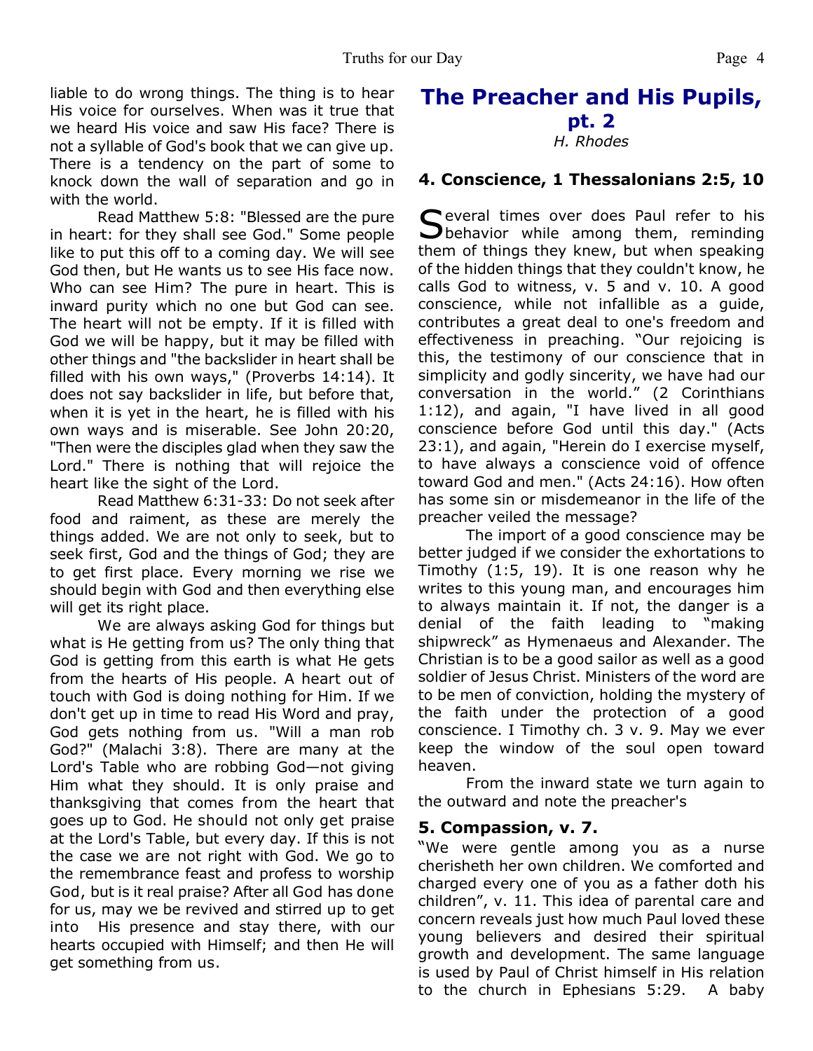liable to do wrong things. The thing is to hear His voice for ourselves. When was it true that we heard His voice and saw His face? There is not a syllable of God's book that we can give up. There is a tendency on the part of some to knock down the wall of separation and go in with the world.

Read Matthew 5:8: "Blessed are the pure in heart: for they shall see God." Some people like to put this off to a coming day. We will see God then, but He wants us to see His face now. Who can see Him? The pure in heart. This is inward purity which no one but God can see. The heart will not be empty. If it is filled with God we will be happy, but it may be filled with other things and "the backslider in heart shall be filled with his own ways," (Proverbs 14:14). It does not say backslider in life, but before that, when it is yet in the heart, he is filled with his own ways and is miserable. See John 20:20, "Then were the disciples glad when they saw the Lord." There is nothing that will rejoice the heart like the sight of the Lord.

Read Matthew 6:31-33: Do not seek after food and raiment, as these are merely the things added. We are not only to seek, but to seek first, God and the things of God; they are to get first place. Every morning we rise we should begin with God and then everything else will get its right place.

We are always asking God for things but what is He getting from us? The only thing that God is getting from this earth is what He gets from the hearts of His people. A heart out of touch with God is doing nothing for Him. If we don't get up in time to read His Word and pray, God gets nothing from us. "Will a man rob God?" (Malachi 3:8). There are many at the Lord's Table who are robbing God—not giving Him what they should. It is only praise and thanksgiving that comes from the heart that goes up to God. He should not only get praise at the Lord's Table, but every day. If this is not the case we are not right with God. We go to the remembrance feast and profess to worship God, but is it real praise? After all God has done for us, may we be revived and stirred up to get into His presence and stay there, with our hearts occupied with Himself; and then He will get something from us.

# The Preacher and His Pupils, pt. 2

*H. Rhodes*

### 4. Conscience, 1 Thessalonians 2:5, 10

Several times over does Paul refer to his behavior while among them, reminding them of things they knew, but when speaking of the hidden things that they couldn't know, he calls God to witness, v. 5 and v. 10. A good conscience, while not infallible as a guide, contributes a great deal to one's freedom and effectiveness in preaching. "Our rejoicing is this, the testimony of our conscience that in simplicity and godly sincerity, we have had our conversation in the world." (2 Corinthians 1:12), and again, "I have lived in all good conscience before God until this day." (Acts 23:1), and again, "Herein do I exercise myself, to have always a conscience void of offence toward God and men." (Acts 24:16). How often has some sin or misdemeanor in the life of the preacher veiled the message?

The import of a good conscience may be better judged if we consider the exhortations to Timothy (1:5, 19). It is one reason why he writes to this young man, and encourages him to always maintain it. If not, the danger is a denial of the faith leading to "making shipwreck" as Hymenaeus and Alexander. The Christian is to be a good sailor as well as a good soldier of Jesus Christ. Ministers of the word are to be men of conviction, holding the mystery of the faith under the protection of a good conscience. I Timothy ch. 3 v. 9. May we ever keep the window of the soul open toward heaven.

From the inward state we turn again to the outward and note the preacher's

### 5. Compassion, v. 7.

"We were gentle among you as a nurse cherisheth her own children. We comforted and charged every one of you as a father doth his children", v. 11. This idea of parental care and concern reveals just how much Paul loved these young believers and desired their spiritual growth and development. The same language is used by Paul of Christ himself in His relation to the church in Ephesians 5:29. A baby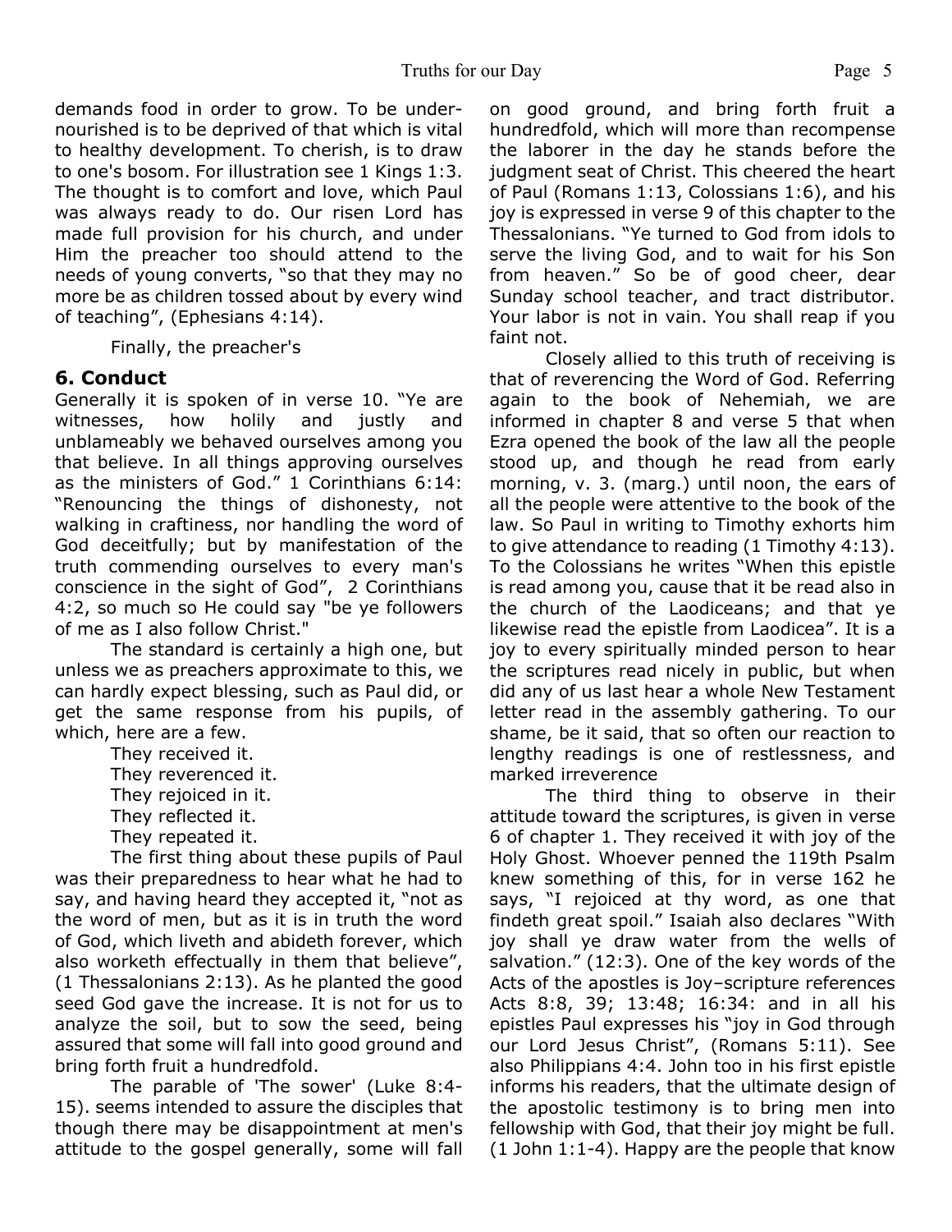demands food in order to grow. To be undernourished is to be deprived of that which is vital to healthy development. To cherish, is to draw to one's bosom. For illustration see 1 Kings 1:3. The thought is to comfort and love, which Paul was always ready to do. Our risen Lord has made full provision for his church, and under Him the preacher too should attend to the needs of young converts, "so that they may no more be as children tossed about by every wind of teaching", (Ephesians 4:14).

Finally, the preacher's

## 6. Conduct

Generally it is spoken of in verse 10. "Ye are witnesses, how holily and justly and unblameably we behaved ourselves among you that believe. In all things approving ourselves as the ministers of God." 1 Corinthians 6:14: "Renouncing the things of dishonesty, not walking in craftiness, nor handling the word of God deceitfully; but by manifestation of the truth commending ourselves to every man's conscience in the sight of God", 2 Corinthians 4:2, so much so He could say "be ye followers of me as I also follow Christ."

The standard is certainly a high one, but unless we as preachers approximate to this, we can hardly expect blessing, such as Paul did, or get the same response from his pupils, of which, here are a few.

They received it.
They reverenced it.
They rejoiced in it.
They reflected it.
They repeated it.

The first thing about these pupils of Paul was their preparedness to hear what he had to say, and having heard they accepted it, "not as the word of men, but as it is in truth the word of God, which liveth and abideth forever, which also worketh effectually in them that believe", (1 Thessalonians 2:13). As he planted the good seed God gave the increase. It is not for us to analyze the soil, but to sow the seed, being assured that some will fall into good ground and bring forth fruit a hundredfold.

The parable of 'The sower' (Luke 8:4-15). seems intended to assure the disciples that though there may be disappointment at men's attitude to the gospel generally, some will fall on good ground, and bring forth fruit a hundredfold, which will more than recompense the laborer in the day he stands before the judgment seat of Christ. This cheered the heart of Paul (Romans 1:13, Colossians 1:6), and his joy is expressed in verse 9 of this chapter to the Thessalonians. "Ye turned to God from idols to serve the living God, and to wait for his Son from heaven." So be of good cheer, dear Sunday school teacher, and tract distributor. Your labor is not in vain. You shall reap if you faint not.

Closely allied to this truth of receiving is that of reverencing the Word of God. Referring again to the book of Nehemiah, we are informed in chapter 8 and verse 5 that when Ezra opened the book of the law all the people stood up, and though he read from early morning, v. 3. (marg.) until noon, the ears of all the people were attentive to the book of the law. So Paul in writing to Timothy exhorts him to give attendance to reading (1 Timothy 4:13). To the Colossians he writes "When this epistle is read among you, cause that it be read also in the church of the Laodiceans; and that ye likewise read the epistle from Laodicea". It is a joy to every spiritually minded person to hear the scriptures read nicely in public, but when did any of us last hear a whole New Testament letter read in the assembly gathering. To our shame, be it said, that so often our reaction to lengthy readings is one of restlessness, and marked irreverence

The third thing to observe in their attitude toward the scriptures, is given in verse 6 of chapter 1. They received it with joy of the Holy Ghost. Whoever penned the 119th Psalm knew something of this, for in verse 162 he says, "I rejoiced at thy word, as one that findeth great spoil." Isaiah also declares "With joy shall ye draw water from the wells of salvation." (12:3). One of the key words of the Acts of the apostles is Joy–scripture references Acts 8:8, 39; 13:48; 16:34: and in all his epistles Paul expresses his "joy in God through our Lord Jesus Christ", (Romans 5:11). See also Philippians 4:4. John too in his first epistle informs his readers, that the ultimate design of the apostolic testimony is to bring men into fellowship with God, that their joy might be full. (1 John 1:1-4). Happy are the people that know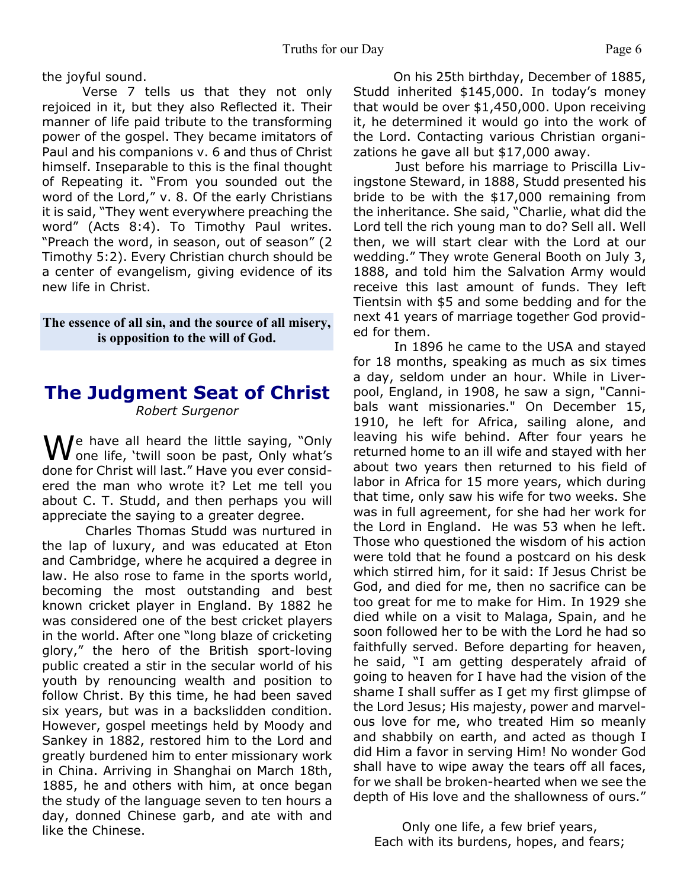the joyful sound.

Verse 7 tells us that they not only rejoiced in it, but they also Reflected it. Their manner of life paid tribute to the transforming power of the gospel. They became imitators of Paul and his companions v. 6 and thus of Christ himself. Inseparable to this is the final thought of Repeating it. "From you sounded out the word of the Lord," v. 8. Of the early Christians it is said, "They went everywhere preaching the word" (Acts 8:4). To Timothy Paul writes. "Preach the word, in season, out of season" (2 Timothy 5:2). Every Christian church should be a center of evangelism, giving evidence of its new life in Christ.

**The essence of all sin, and the source of all misery, is opposition to the will of God.**

# The Judgment Seat of Christ

*Robert Surgenor*

We have all heard the little saying, "Only one life, 'twill soon be past, Only what's done for Christ will last." Have you ever considered the man who wrote it? Let me tell you about C. T. Studd, and then perhaps you will appreciate the saying to a greater degree.

Charles Thomas Studd was nurtured in the lap of luxury, and was educated at Eton and Cambridge, where he acquired a degree in law. He also rose to fame in the sports world, becoming the most outstanding and best known cricket player in England. By 1882 he was considered one of the best cricket players in the world. After one "long blaze of cricketing glory," the hero of the British sport-loving public created a stir in the secular world of his youth by renouncing wealth and position to follow Christ. By this time, he had been saved six years, but was in a backslidden condition. However, gospel meetings held by Moody and Sankey in 1882, restored him to the Lord and greatly burdened him to enter missionary work in China. Arriving in Shanghai on March 18th, 1885, he and others with him, at once began the study of the language seven to ten hours a day, donned Chinese garb, and ate with and like the Chinese.

On his 25th birthday, December of 1885, Studd inherited $145,000. In today's money that would be over $1,450,000. Upon receiving it, he determined it would go into the work of the Lord. Contacting various Christian organizations he gave all but $17,000 away.

Just before his marriage to Priscilla Livingstone Steward, in 1888, Studd presented his bride to be with the $17,000 remaining from the inheritance. She said, "Charlie, what did the Lord tell the rich young man to do? Sell all. Well then, we will start clear with the Lord at our wedding." They wrote General Booth on July 3, 1888, and told him the Salvation Army would receive this last amount of funds. They left Tientsin with $5 and some bedding and for the next 41 years of marriage together God provided for them.

In 1896 he came to the USA and stayed for 18 months, speaking as much as six times a day, seldom under an hour. While in Liverpool, England, in 1908, he saw a sign, "Cannibals want missionaries." On December 15, 1910, he left for Africa, sailing alone, and leaving his wife behind. After four years he returned home to an ill wife and stayed with her about two years then returned to his field of labor in Africa for 15 more years, which during that time, only saw his wife for two weeks. She was in full agreement, for she had her work for the Lord in England. He was 53 when he left. Those who questioned the wisdom of his action were told that he found a postcard on his desk which stirred him, for it said: If Jesus Christ be God, and died for me, then no sacrifice can be too great for me to make for Him. In 1929 she died while on a visit to Malaga, Spain, and he soon followed her to be with the Lord he had so faithfully served. Before departing for heaven, he said, "I am getting desperately afraid of going to heaven for I have had the vision of the shame I shall suffer as I get my first glimpse of the Lord Jesus; His majesty, power and marvelous love for me, who treated Him so meanly and shabbily on earth, and acted as though I did Him a favor in serving Him! No wonder God shall have to wipe away the tears off all faces, for we shall be broken-hearted when we see the depth of His love and the shallowness of ours."

Only one life, a few brief years,
Each with its burdens, hopes, and fears;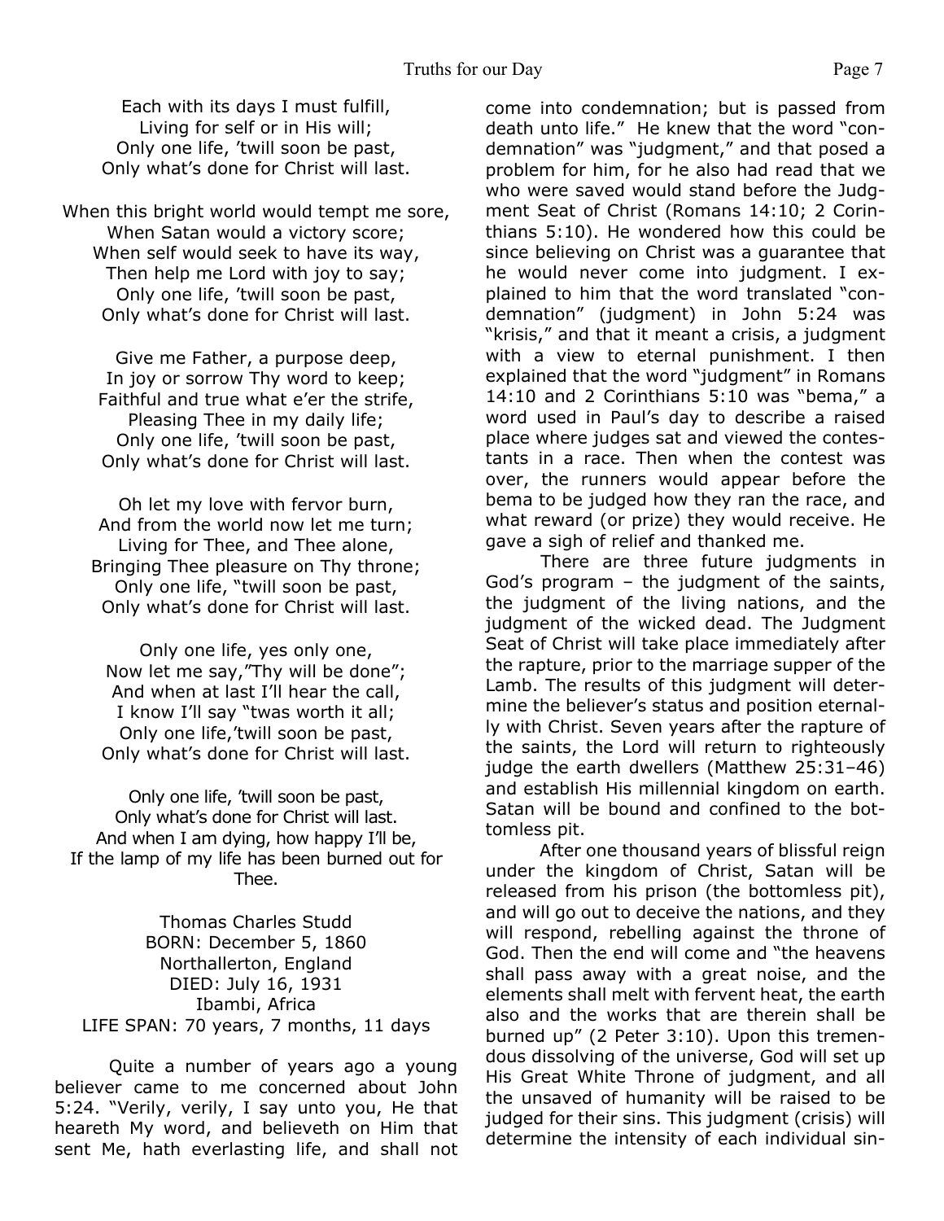Each with its days I must fulfill,
Living for self or in His will;
Only one life, 'twill soon be past,
Only what's done for Christ will last.

When this bright world would tempt me sore,
When Satan would a victory score;
When self would seek to have its way,
Then help me Lord with joy to say;
Only one life, 'twill soon be past,
Only what's done for Christ will last.

Give me Father, a purpose deep,
In joy or sorrow Thy word to keep;
Faithful and true what e'er the strife,
Pleasing Thee in my daily life;
Only one life, 'twill soon be past,
Only what's done for Christ will last.

Oh let my love with fervor burn,
And from the world now let me turn;
Living for Thee, and Thee alone,
Bringing Thee pleasure on Thy throne;
Only one life, "twill soon be past,
Only what's done for Christ will last.

Only one life, yes only one,
Now let me say,"Thy will be done";
And when at last I'll hear the call,
I know I'll say "twas worth it all;
Only one life,'twill soon be past,
Only what's done for Christ will last.

Only one life, 'twill soon be past,
Only what's done for Christ will last.
And when I am dying, how happy I'll be,
If the lamp of my life has been burned out for Thee.

Thomas Charles Studd
BORN: December 5, 1860
Northallerton, England
DIED: July 16, 1931
Ibambi, Africa
LIFE SPAN: 70 years, 7 months, 11 days

Quite a number of years ago a young believer came to me concerned about John 5:24. "Verily, verily, I say unto you, He that heareth My word, and believeth on Him that sent Me, hath everlasting life, and shall not come into condemnation; but is passed from death unto life." He knew that the word "condemnation" was "judgment," and that posed a problem for him, for he also had read that we who were saved would stand before the Judgment Seat of Christ (Romans 14:10; 2 Corinthians 5:10). He wondered how this could be since believing on Christ was a guarantee that he would never come into judgment. I explained to him that the word translated "condemnation" (judgment) in John 5:24 was "krisis," and that it meant a crisis, a judgment with a view to eternal punishment. I then explained that the word "judgment" in Romans 14:10 and 2 Corinthians 5:10 was "bema," a word used in Paul's day to describe a raised place where judges sat and viewed the contestants in a race. Then when the contest was over, the runners would appear before the bema to be judged how they ran the race, and what reward (or prize) they would receive. He gave a sigh of relief and thanked me.

There are three future judgments in God's program – the judgment of the saints, the judgment of the living nations, and the judgment of the wicked dead. The Judgment Seat of Christ will take place immediately after the rapture, prior to the marriage supper of the Lamb. The results of this judgment will determine the believer's status and position eternally with Christ. Seven years after the rapture of the saints, the Lord will return to righteously judge the earth dwellers (Matthew 25:31–46) and establish His millennial kingdom on earth. Satan will be bound and confined to the bottomless pit.

After one thousand years of blissful reign under the kingdom of Christ, Satan will be released from his prison (the bottomless pit), and will go out to deceive the nations, and they will respond, rebelling against the throne of God. Then the end will come and "the heavens shall pass away with a great noise, and the elements shall melt with fervent heat, the earth also and the works that are therein shall be burned up" (2 Peter 3:10). Upon this tremendous dissolving of the universe, God will set up His Great White Throne of judgment, and all the unsaved of humanity will be raised to be judged for their sins. This judgment (crisis) will determine the intensity of each individual sin-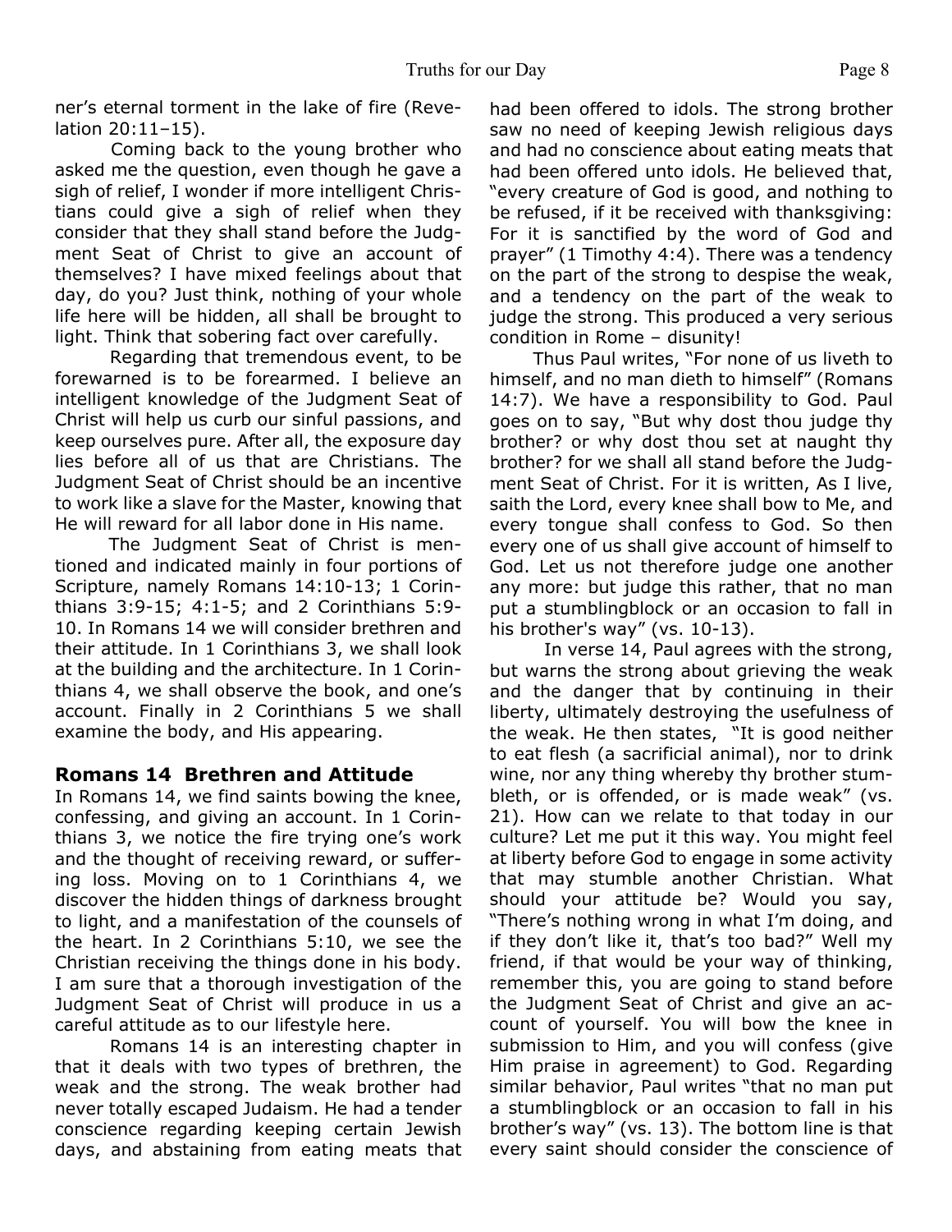ner's eternal torment in the lake of fire (Revelation 20:11–15).

Coming back to the young brother who asked me the question, even though he gave a sigh of relief, I wonder if more intelligent Christians could give a sigh of relief when they consider that they shall stand before the Judgment Seat of Christ to give an account of themselves? I have mixed feelings about that day, do you? Just think, nothing of your whole life here will be hidden, all shall be brought to light. Think that sobering fact over carefully.

Regarding that tremendous event, to be forewarned is to be forearmed. I believe an intelligent knowledge of the Judgment Seat of Christ will help us curb our sinful passions, and keep ourselves pure. After all, the exposure day lies before all of us that are Christians. The Judgment Seat of Christ should be an incentive to work like a slave for the Master, knowing that He will reward for all labor done in His name.

The Judgment Seat of Christ is mentioned and indicated mainly in four portions of Scripture, namely Romans 14:10-13; 1 Corinthians 3:9-15; 4:1-5; and 2 Corinthians 5:9-10. In Romans 14 we will consider brethren and their attitude. In 1 Corinthians 3, we shall look at the building and the architecture. In 1 Corinthians 4, we shall observe the book, and one's account. Finally in 2 Corinthians 5 we shall examine the body, and His appearing.

## Romans 14 Brethren and Attitude

In Romans 14, we find saints bowing the knee, confessing, and giving an account. In 1 Corinthians 3, we notice the fire trying one's work and the thought of receiving reward, or suffering loss. Moving on to 1 Corinthians 4, we discover the hidden things of darkness brought to light, and a manifestation of the counsels of the heart. In 2 Corinthians 5:10, we see the Christian receiving the things done in his body. I am sure that a thorough investigation of the Judgment Seat of Christ will produce in us a careful attitude as to our lifestyle here.

Romans 14 is an interesting chapter in that it deals with two types of brethren, the weak and the strong. The weak brother had never totally escaped Judaism. He had a tender conscience regarding keeping certain Jewish days, and abstaining from eating meats that had been offered to idols. The strong brother saw no need of keeping Jewish religious days and had no conscience about eating meats that had been offered unto idols. He believed that, "every creature of God is good, and nothing to be refused, if it be received with thanksgiving: For it is sanctified by the word of God and prayer" (1 Timothy 4:4). There was a tendency on the part of the strong to despise the weak, and a tendency on the part of the weak to judge the strong. This produced a very serious condition in Rome – disunity!

Thus Paul writes, "For none of us liveth to himself, and no man dieth to himself" (Romans 14:7). We have a responsibility to God. Paul goes on to say, "But why dost thou judge thy brother? or why dost thou set at naught thy brother? for we shall all stand before the Judgment Seat of Christ. For it is written, As I live, saith the Lord, every knee shall bow to Me, and every tongue shall confess to God. So then every one of us shall give account of himself to God. Let us not therefore judge one another any more: but judge this rather, that no man put a stumblingblock or an occasion to fall in his brother's way" (vs. 10-13).

In verse 14, Paul agrees with the strong, but warns the strong about grieving the weak and the danger that by continuing in their liberty, ultimately destroying the usefulness of the weak. He then states, "It is good neither to eat flesh (a sacrificial animal), nor to drink wine, nor any thing whereby thy brother stumbleth, or is offended, or is made weak" (vs. 21). How can we relate to that today in our culture? Let me put it this way. You might feel at liberty before God to engage in some activity that may stumble another Christian. What should your attitude be? Would you say, "There's nothing wrong in what I'm doing, and if they don't like it, that's too bad?" Well my friend, if that would be your way of thinking, remember this, you are going to stand before the Judgment Seat of Christ and give an account of yourself. You will bow the knee in submission to Him, and you will confess (give Him praise in agreement) to God. Regarding similar behavior, Paul writes "that no man put a stumblingblock or an occasion to fall in his brother's way" (vs. 13). The bottom line is that every saint should consider the conscience of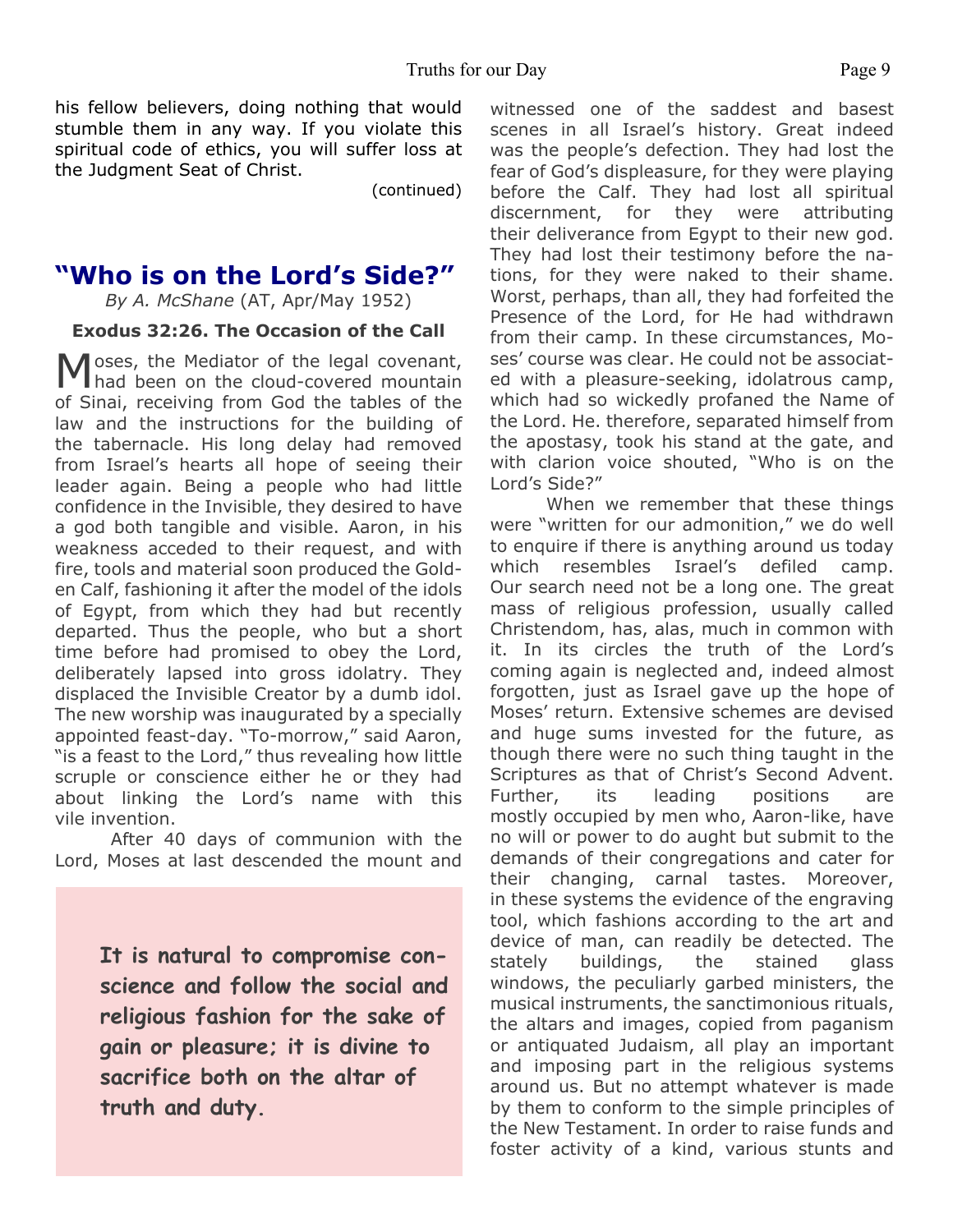his fellow believers, doing nothing that would stumble them in any way. If you violate this spiritual code of ethics, you will suffer loss at the Judgment Seat of Christ.

(continued)

## "Who is on the Lord's Side?"

*By A. McShane* (AT, Apr/May 1952)

### Exodus 32:26. The Occasion of the Call

Moses, the Mediator of the legal covenant, had been on the cloud-covered mountain of Sinai, receiving from God the tables of the law and the instructions for the building of the tabernacle. His long delay had removed from Israel's hearts all hope of seeing their leader again. Being a people who had little confidence in the Invisible, they desired to have a god both tangible and visible. Aaron, in his weakness acceded to their request, and with fire, tools and material soon produced the Golden Calf, fashioning it after the model of the idols of Egypt, from which they had but recently departed. Thus the people, who but a short time before had promised to obey the Lord, deliberately lapsed into gross idolatry. They displaced the Invisible Creator by a dumb idol. The new worship was inaugurated by a specially appointed feast-day. "To-morrow," said Aaron, "is a feast to the Lord," thus revealing how little scruple or conscience either he or they had about linking the Lord's name with this vile invention.

After 40 days of communion with the Lord, Moses at last descended the mount and witnessed one of the saddest and basest scenes in all Israel's history. Great indeed was the people's defection. They had lost the fear of God's displeasure, for they were playing before the Calf. They had lost all spiritual discernment, for they were attributing their deliverance from Egypt to their new god. They had lost their testimony before the nations, for they were naked to their shame. Worst, perhaps, than all, they had forfeited the Presence of the Lord, for He had withdrawn from their camp. In these circumstances, Moses' course was clear. He could not be associated with a pleasure-seeking, idolatrous camp, which had so wickedly profaned the Name of the Lord. He. therefore, separated himself from the apostasy, took his stand at the gate, and with clarion voice shouted, "Who is on the Lord's Side?"

When we remember that these things were "written for our admonition," we do well to enquire if there is anything around us today which resembles Israel's defiled camp. Our search need not be a long one. The great mass of religious profession, usually called Christendom, has, alas, much in common with it. In its circles the truth of the Lord's coming again is neglected and, indeed almost forgotten, just as Israel gave up the hope of Moses' return. Extensive schemes are devised and huge sums invested for the future, as though there were no such thing taught in the Scriptures as that of Christ's Second Advent. Further, its leading positions are mostly occupied by men who, Aaron-like, have no will or power to do aught but submit to the demands of their congregations and cater for their changing, carnal tastes. Moreover, in these systems the evidence of the engraving tool, which fashions according to the art and device of man, can readily be detected. The stately buildings, the stained glass windows, the peculiarly garbed ministers, the musical instruments, the sanctimonious rituals, the altars and images, copied from paganism or antiquated Judaism, all play an important and imposing part in the religious systems around us. But no attempt whatever is made by them to conform to the simple principles of the New Testament. In order to raise funds and foster activity of a kind, various stunts and

**It is natural to compromise conscience and follow the social and religious fashion for the sake of gain or pleasure; it is divine to sacrifice both on the altar of truth and duty.**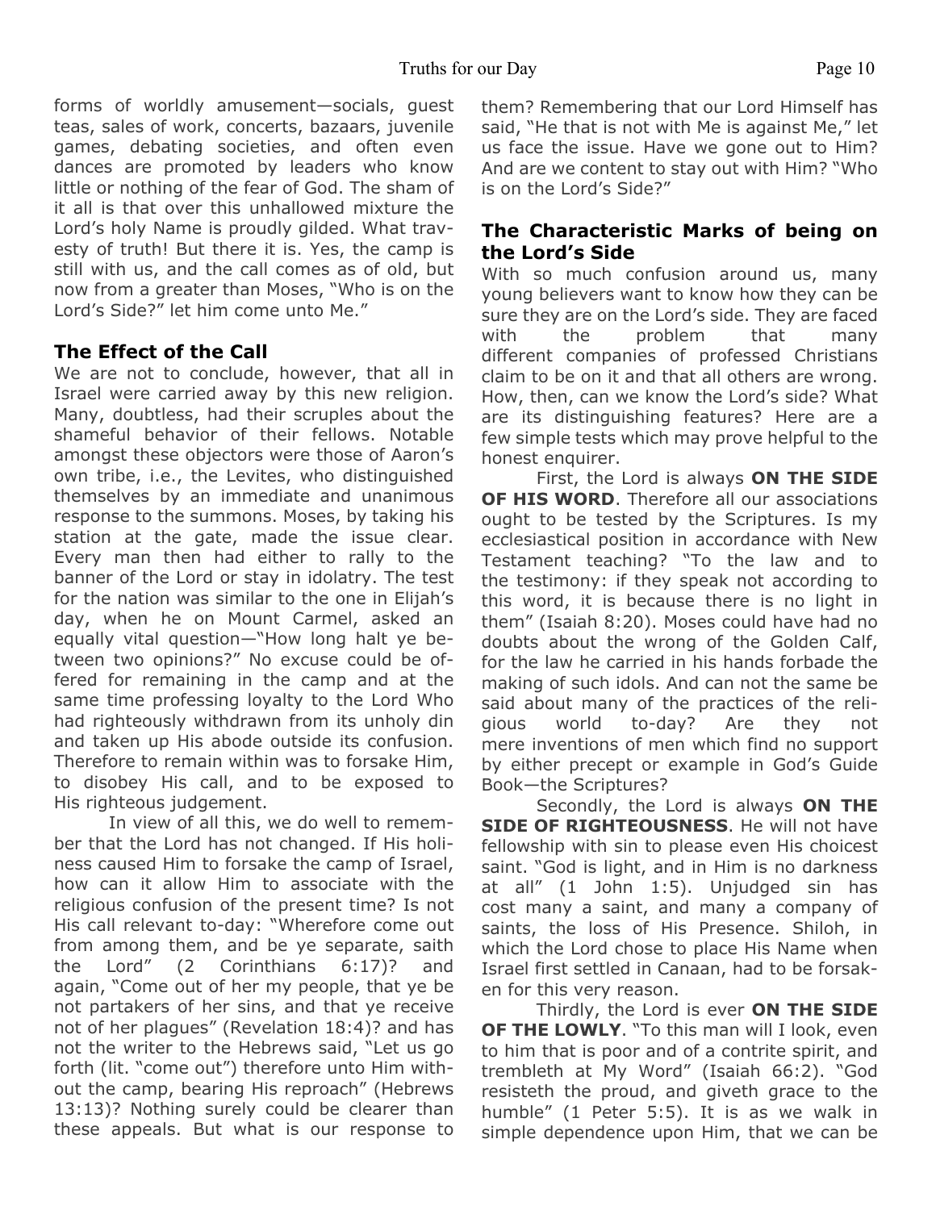forms of worldly amusement—socials, guest teas, sales of work, concerts, bazaars, juvenile games, debating societies, and often even dances are promoted by leaders who know little or nothing of the fear of God. The sham of it all is that over this unhallowed mixture the Lord's holy Name is proudly gilded. What travesty of truth! But there it is. Yes, the camp is still with us, and the call comes as of old, but now from a greater than Moses, "Who is on the Lord's Side?" let him come unto Me."

## The Effect of the Call

We are not to conclude, however, that all in Israel were carried away by this new religion. Many, doubtless, had their scruples about the shameful behavior of their fellows. Notable amongst these objectors were those of Aaron's own tribe, i.e., the Levites, who distinguished themselves by an immediate and unanimous response to the summons. Moses, by taking his station at the gate, made the issue clear. Every man then had either to rally to the banner of the Lord or stay in idolatry. The test for the nation was similar to the one in Elijah's day, when he on Mount Carmel, asked an equally vital question—"How long halt ye between two opinions?" No excuse could be offered for remaining in the camp and at the same time professing loyalty to the Lord Who had righteously withdrawn from its unholy din and taken up His abode outside its confusion. Therefore to remain within was to forsake Him, to disobey His call, and to be exposed to His righteous judgement.

In view of all this, we do well to remember that the Lord has not changed. If His holiness caused Him to forsake the camp of Israel, how can it allow Him to associate with the religious confusion of the present time? Is not His call relevant to-day: "Wherefore come out from among them, and be ye separate, saith the Lord" (2 Corinthians 6:17)? and again, "Come out of her my people, that ye be not partakers of her sins, and that ye receive not of her plagues" (Revelation 18:4)? and has not the writer to the Hebrews said, "Let us go forth (lit. "come out") therefore unto Him without the camp, bearing His reproach" (Hebrews 13:13)? Nothing surely could be clearer than these appeals. But what is our response to them? Remembering that our Lord Himself has said, "He that is not with Me is against Me," let us face the issue. Have we gone out to Him? And are we content to stay out with Him? "Who is on the Lord's Side?"

## The Characteristic Marks of being on the Lord's Side

With so much confusion around us, many young believers want to know how they can be sure they are on the Lord's side. They are faced with the problem that many different companies of professed Christians claim to be on it and that all others are wrong. How, then, can we know the Lord's side? What are its distinguishing features? Here are a few simple tests which may prove helpful to the honest enquirer.

First, the Lord is always **ON THE SIDE OF HIS WORD**. Therefore all our associations ought to be tested by the Scriptures. Is my ecclesiastical position in accordance with New Testament teaching? "To the law and to the testimony: if they speak not according to this word, it is because there is no light in them" (Isaiah 8:20). Moses could have had no doubts about the wrong of the Golden Calf, for the law he carried in his hands forbade the making of such idols. And can not the same be said about many of the practices of the religious world to-day? Are they not mere inventions of men which find no support by either precept or example in God's Guide Book—the Scriptures?

Secondly, the Lord is always **ON THE SIDE OF RIGHTEOUSNESS**. He will not have fellowship with sin to please even His choicest saint. "God is light, and in Him is no darkness at all" (1 John 1:5). Unjudged sin has cost many a saint, and many a company of saints, the loss of His Presence. Shiloh, in which the Lord chose to place His Name when Israel first settled in Canaan, had to be forsaken for this very reason.

Thirdly, the Lord is ever **ON THE SIDE OF THE LOWLY**. "To this man will I look, even to him that is poor and of a contrite spirit, and trembleth at My Word" (Isaiah 66:2). "God resisteth the proud, and giveth grace to the humble" (1 Peter 5:5). It is as we walk in simple dependence upon Him, that we can be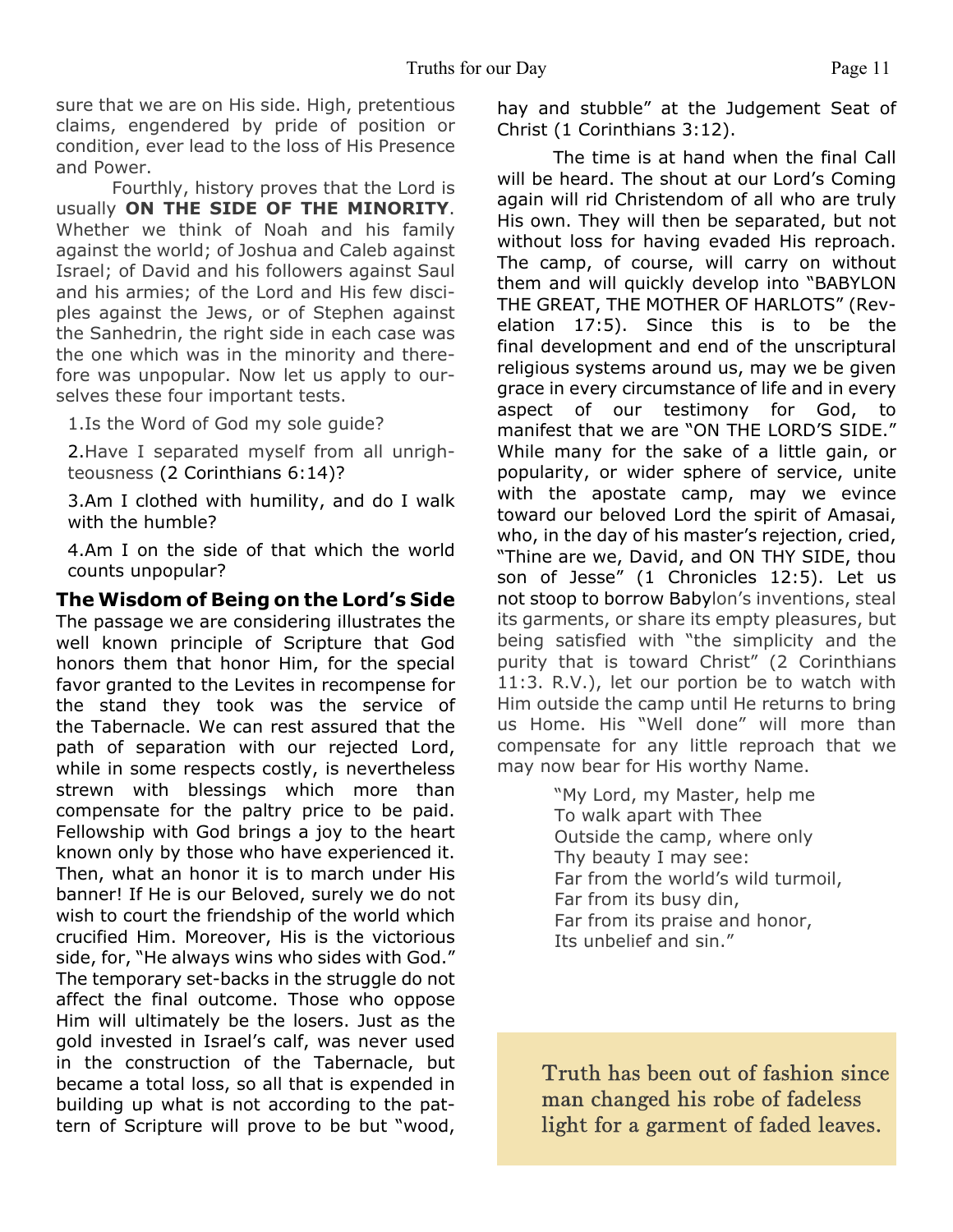sure that we are on His side. High, pretentious claims, engendered by pride of position or condition, ever lead to the loss of His Presence and Power.

Fourthly, history proves that the Lord is usually **ON THE SIDE OF THE MINORITY**. Whether we think of Noah and his family against the world; of Joshua and Caleb against Israel; of David and his followers against Saul and his armies; of the Lord and His few disciples against the Jews, or of Stephen against the Sanhedrin, the right side in each case was the one which was in the minority and therefore was unpopular. Now let us apply to ourselves these four important tests.

1. Is the Word of God my sole guide?
2. Have I separated myself from all unrighteousness (2 Corinthians 6:14)?
3. Am I clothed with humility, and do I walk with the humble?
4. Am I on the side of that which the world counts unpopular?

### The Wisdom of Being on the Lord's Side

The passage we are considering illustrates the well known principle of Scripture that God honors them that honor Him, for the special favor granted to the Levites in recompense for the stand they took was the service of the Tabernacle. We can rest assured that the path of separation with our rejected Lord, while in some respects costly, is nevertheless strewn with blessings which more than compensate for the paltry price to be paid. Fellowship with God brings a joy to the heart known only by those who have experienced it. Then, what an honor it is to march under His banner! If He is our Beloved, surely we do not wish to court the friendship of the world which crucified Him. Moreover, His is the victorious side, for, "He always wins who sides with God." The temporary set-backs in the struggle do not affect the final outcome. Those who oppose Him will ultimately be the losers. Just as the gold invested in Israel's calf, was never used in the construction of the Tabernacle, but became a total loss, so all that is expended in building up what is not according to the pattern of Scripture will prove to be but "wood, hay and stubble" at the Judgement Seat of Christ (1 Corinthians 3:12).

The time is at hand when the final Call will be heard. The shout at our Lord's Coming again will rid Christendom of all who are truly His own. They will then be separated, but not without loss for having evaded His reproach. The camp, of course, will carry on without them and will quickly develop into "BABYLON THE GREAT, THE MOTHER OF HARLOTS" (Revelation 17:5). Since this is to be the final development and end of the unscriptural religious systems around us, may we be given grace in every circumstance of life and in every aspect of our testimony for God, to manifest that we are "ON THE LORD'S SIDE." While many for the sake of a little gain, or popularity, or wider sphere of service, unite with the apostate camp, may we evince toward our beloved Lord the spirit of Amasai, who, in the day of his master's rejection, cried, "Thine are we, David, and ON THY SIDE, thou son of Jesse" (1 Chronicles 12:5). Let us not stoop to borrow Babylon's inventions, steal its garments, or share its empty pleasures, but being satisfied with "the simplicity and the purity that is toward Christ" (2 Corinthians 11:3. R.V.), let our portion be to watch with Him outside the camp until He returns to bring us Home. His "Well done" will more than compensate for any little reproach that we may now bear for His worthy Name.

> "My Lord, my Master, help me
> To walk apart with Thee
> Outside the camp, where only
> Thy beauty I may see:
> Far from the world's wild turmoil,
> Far from its busy din,
> Far from its praise and honor,
> Its unbelief and sin."

Truth has been out of fashion since man changed his robe of fadeless light for a garment of faded leaves.